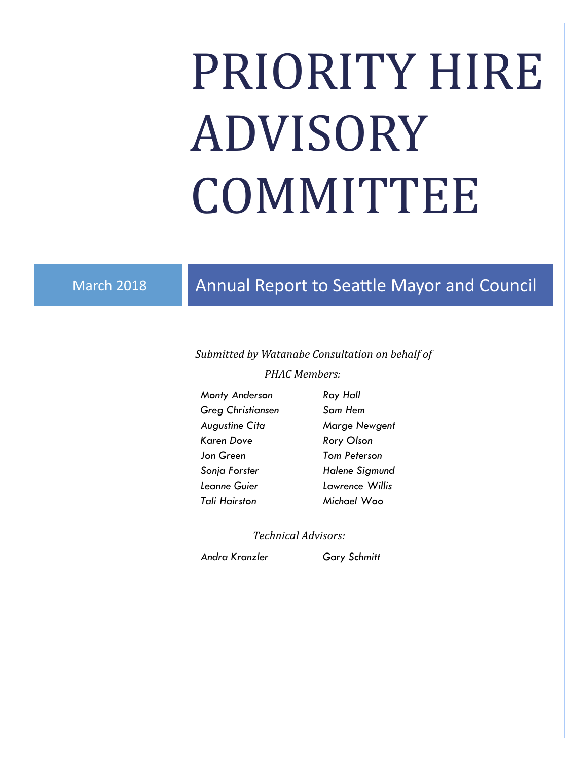# PRIORITY HIRE ADVISORY COMMITTEE

March 2018

## Annual Report to Seattle Mayor and Council

*Submitted by Watanabe Consultation on behalf of*

*PHAC Members:*

*Monty Anderson*
*Greg Christiansen*
*Augustine Cita*
*Karen Dove*
*Jon Green*
*Sonja Forster*
*Leanne Guier*
*Tali Hairston*
*Ray Hall*
*Sam Hem*
*Marge Newgent*
*Rory Olson*
*Tom Peterson*
*Halene Sigmund*
*Lawrence Willis*
*Michael Woo*

*Technical Advisors:*

*Andra Kranzler*
*Gary Schmitt*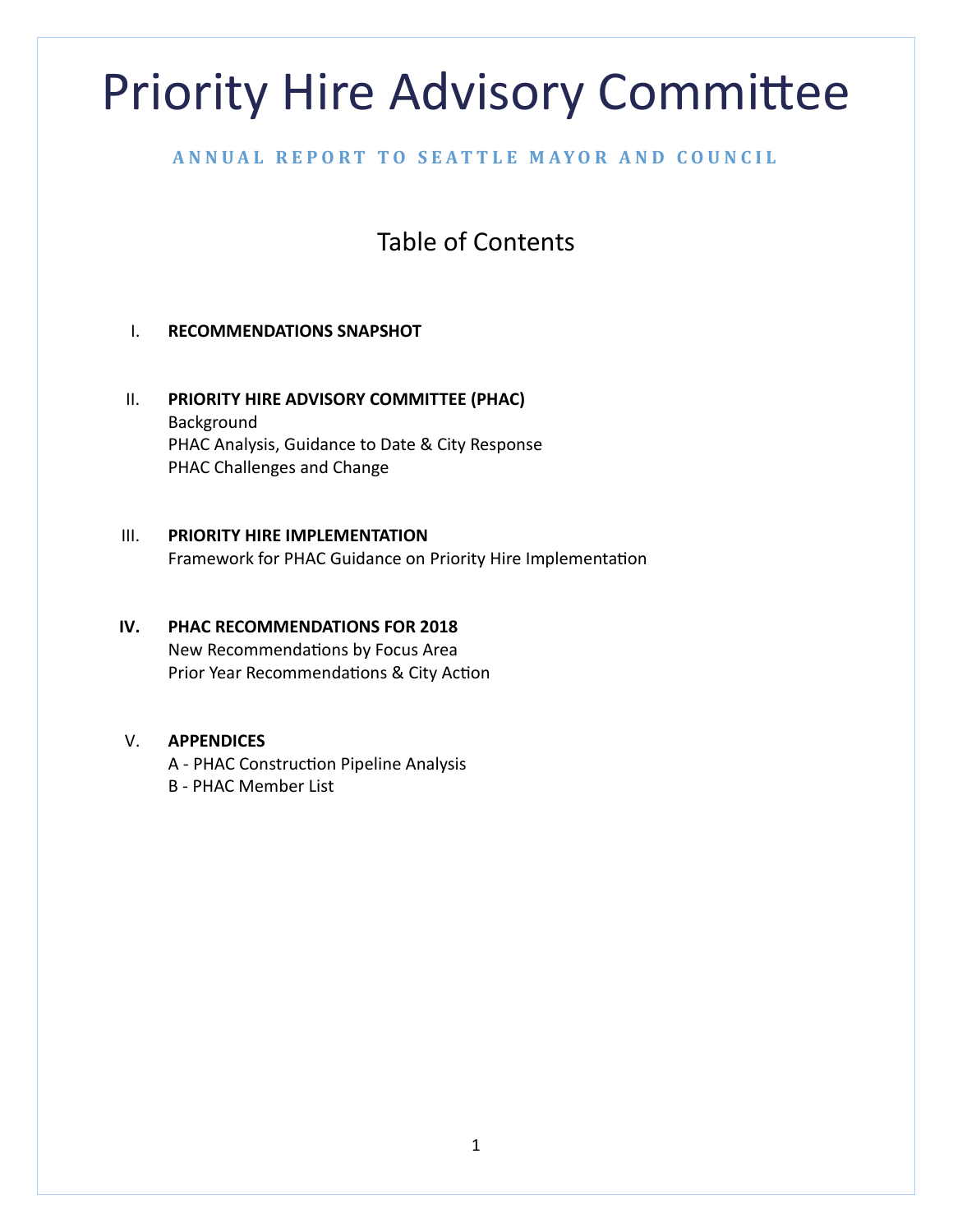# Priority Hire Advisory Committee

**ANNUAL REPORT TO SEATTLE MAYOR AND COUNCIL**

## Table of Contents

I. **RECOMMENDATIONS SNAPSHOT**

II. **PRIORITY HIRE ADVISORY COMMITTEE (PHAC)**
   Background
   PHAC Analysis, Guidance to Date & City Response
   PHAC Challenges and Change

III. **PRIORITY HIRE IMPLEMENTATION**
   Framework for PHAC Guidance on Priority Hire Implementation

**IV.** **PHAC RECOMMENDATIONS FOR 2018**
   New Recommendations by Focus Area
   Prior Year Recommendations & City Action

V. **APPENDICES**
   A - PHAC Construction Pipeline Analysis
   B - PHAC Member List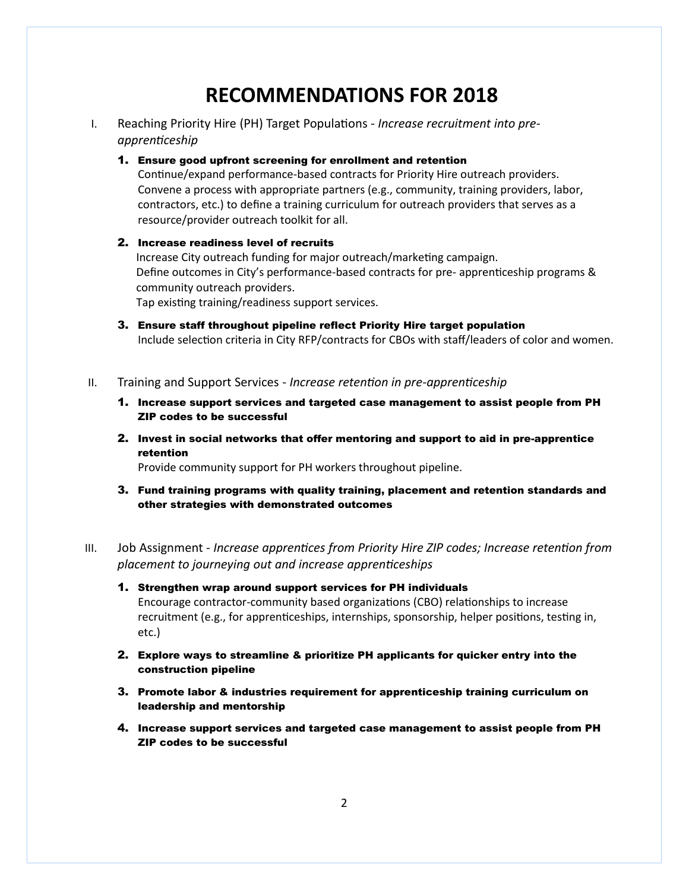# RECOMMENDATIONS FOR 2018

I. Reaching Priority Hire (PH) Target Populations - *Increase recruitment into pre-apprenticeship*

1. **Ensure good upfront screening for enrollment and retention**
   Continue/expand performance-based contracts for Priority Hire outreach providers.
   Convene a process with appropriate partners (e.g., community, training providers, labor, contractors, etc.) to define a training curriculum for outreach providers that serves as a resource/provider outreach toolkit for all.

2. **Increase readiness level of recruits**
   Increase City outreach funding for major outreach/marketing campaign.
   Define outcomes in City's performance-based contracts for pre- apprenticeship programs & community outreach providers.
   Tap existing training/readiness support services.

3. **Ensure staff throughout pipeline reflect Priority Hire target population**
   Include selection criteria in City RFP/contracts for CBOs with staff/leaders of color and women.

II. Training and Support Services - *Increase retention in pre-apprenticeship*

1. **Increase support services and targeted case management to assist people from PH ZIP codes to be successful**

2. **Invest in social networks that offer mentoring and support to aid in pre-apprentice retention**
   Provide community support for PH workers throughout pipeline.

3. **Fund training programs with quality training, placement and retention standards and other strategies with demonstrated outcomes**

III. Job Assignment - *Increase apprentices from Priority Hire ZIP codes; Increase retention from placement to journeying out and increase apprenticeships*

1. **Strengthen wrap around support services for PH individuals**
   Encourage contractor-community based organizations (CBO) relationships to increase recruitment (e.g., for apprenticeships, internships, sponsorship, helper positions, testing in, etc.)

2. **Explore ways to streamline & prioritize PH applicants for quicker entry into the construction pipeline**

3. **Promote labor & industries requirement for apprenticeship training curriculum on leadership and mentorship**

4. **Increase support services and targeted case management to assist people from PH ZIP codes to be successful**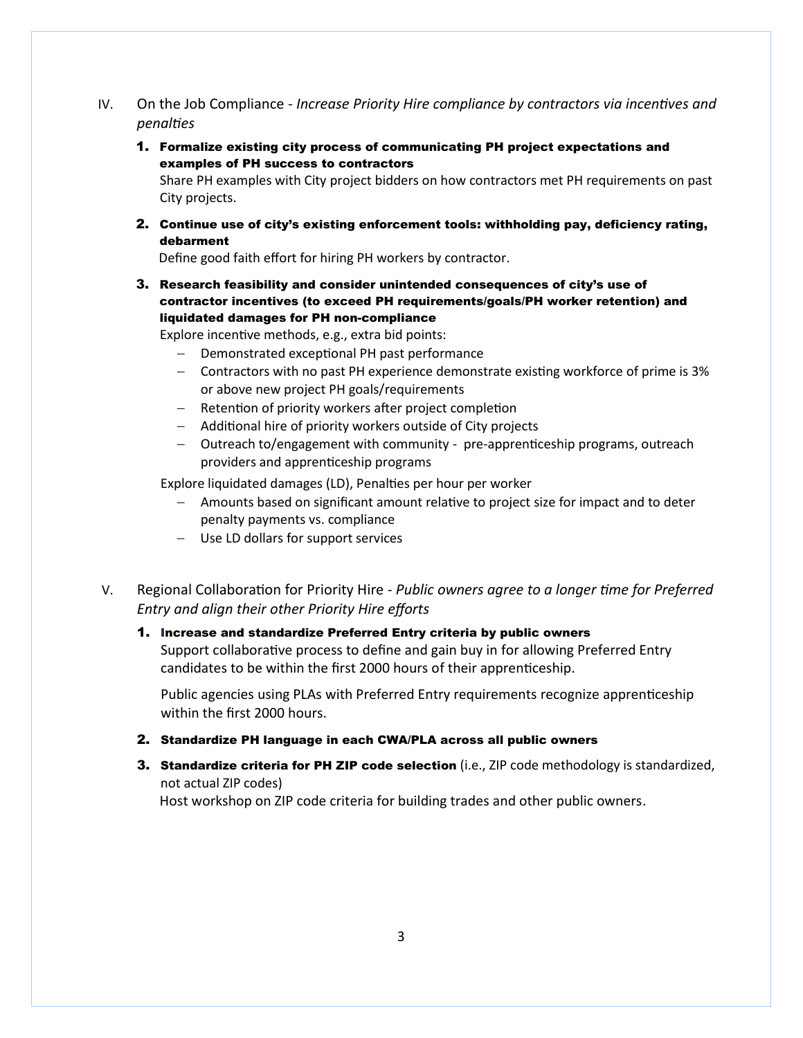IV. On the Job Compliance - *Increase Priority Hire compliance by contractors via incentives and penalties*

1. **Formalize existing city process of communicating PH project expectations and examples of PH success to contractors**
   Share PH examples with City project bidders on how contractors met PH requirements on past City projects.

2. **Continue use of city's existing enforcement tools: withholding pay, deficiency rating, debarment**
   Define good faith effort for hiring PH workers by contractor.

3. **Research feasibility and consider unintended consequences of city's use of contractor incentives (to exceed PH requirements/goals/PH worker retention) and liquidated damages for PH non-compliance**
   Explore incentive methods, e.g., extra bid points:
   - Demonstrated exceptional PH past performance
   - Contractors with no past PH experience demonstrate existing workforce of prime is 3% or above new project PH goals/requirements
   - Retention of priority workers after project completion
   - Additional hire of priority workers outside of City projects
   - Outreach to/engagement with community - pre-apprenticeship programs, outreach providers and apprenticeship programs

   Explore liquidated damages (LD), Penalties per hour per worker
   - Amounts based on significant amount relative to project size for impact and to deter penalty payments vs. compliance
   - Use LD dollars for support services

V. Regional Collaboration for Priority Hire - *Public owners agree to a longer time for Preferred Entry and align their other Priority Hire efforts*

1. **Increase and standardize Preferred Entry criteria by public owners**
   Support collaborative process to define and gain buy in for allowing Preferred Entry candidates to be within the first 2000 hours of their apprenticeship.

   Public agencies using PLAs with Preferred Entry requirements recognize apprenticeship within the first 2000 hours.

2. **Standardize PH language in each CWA/PLA across all public owners**

3. **Standardize criteria for PH ZIP code selection** (i.e., ZIP code methodology is standardized, not actual ZIP codes)
   Host workshop on ZIP code criteria for building trades and other public owners.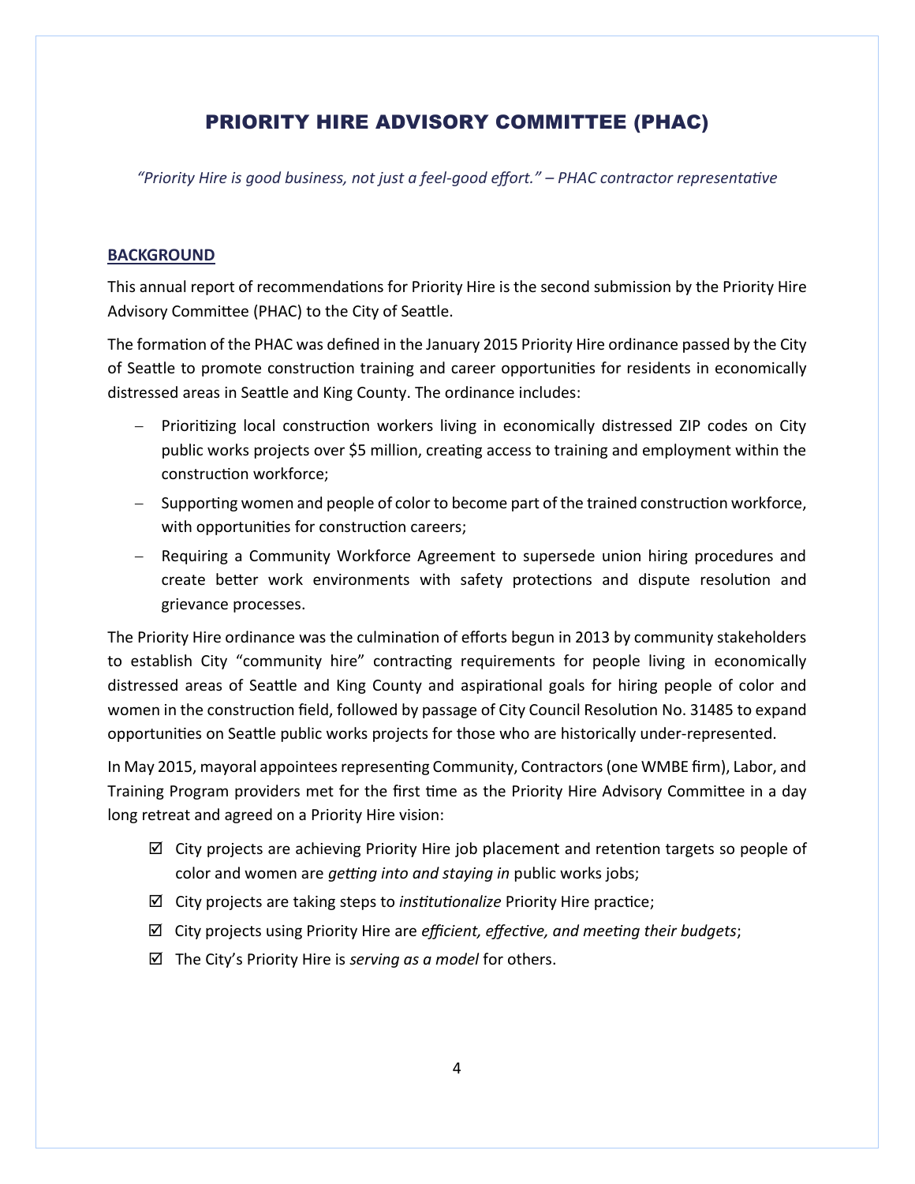# PRIORITY HIRE ADVISORY COMMITTEE (PHAC)

*"Priority Hire is good business, not just a feel-good effort." – PHAC contractor representative*

## BACKGROUND

This annual report of recommendations for Priority Hire is the second submission by the Priority Hire Advisory Committee (PHAC) to the City of Seattle.

The formation of the PHAC was defined in the January 2015 Priority Hire ordinance passed by the City of Seattle to promote construction training and career opportunities for residents in economically distressed areas in Seattle and King County. The ordinance includes:

- Prioritizing local construction workers living in economically distressed ZIP codes on City public works projects over $5 million, creating access to training and employment within the construction workforce;
- Supporting women and people of color to become part of the trained construction workforce, with opportunities for construction careers;
- Requiring a Community Workforce Agreement to supersede union hiring procedures and create better work environments with safety protections and dispute resolution and grievance processes.

The Priority Hire ordinance was the culmination of efforts begun in 2013 by community stakeholders to establish City "community hire" contracting requirements for people living in economically distressed areas of Seattle and King County and aspirational goals for hiring people of color and women in the construction field, followed by passage of City Council Resolution No. 31485 to expand opportunities on Seattle public works projects for those who are historically under-represented.

In May 2015, mayoral appointees representing Community, Contractors (one WMBE firm), Labor, and Training Program providers met for the first time as the Priority Hire Advisory Committee in a day long retreat and agreed on a Priority Hire vision:

- ☑ City projects are achieving Priority Hire job placement and retention targets so people of color and women are *getting into and staying in* public works jobs;
- ☑ City projects are taking steps to *institutionalize* Priority Hire practice;
- ☑ City projects using Priority Hire are *efficient, effective, and meeting their budgets*;
- ☑ The City's Priority Hire is *serving as a model* for others.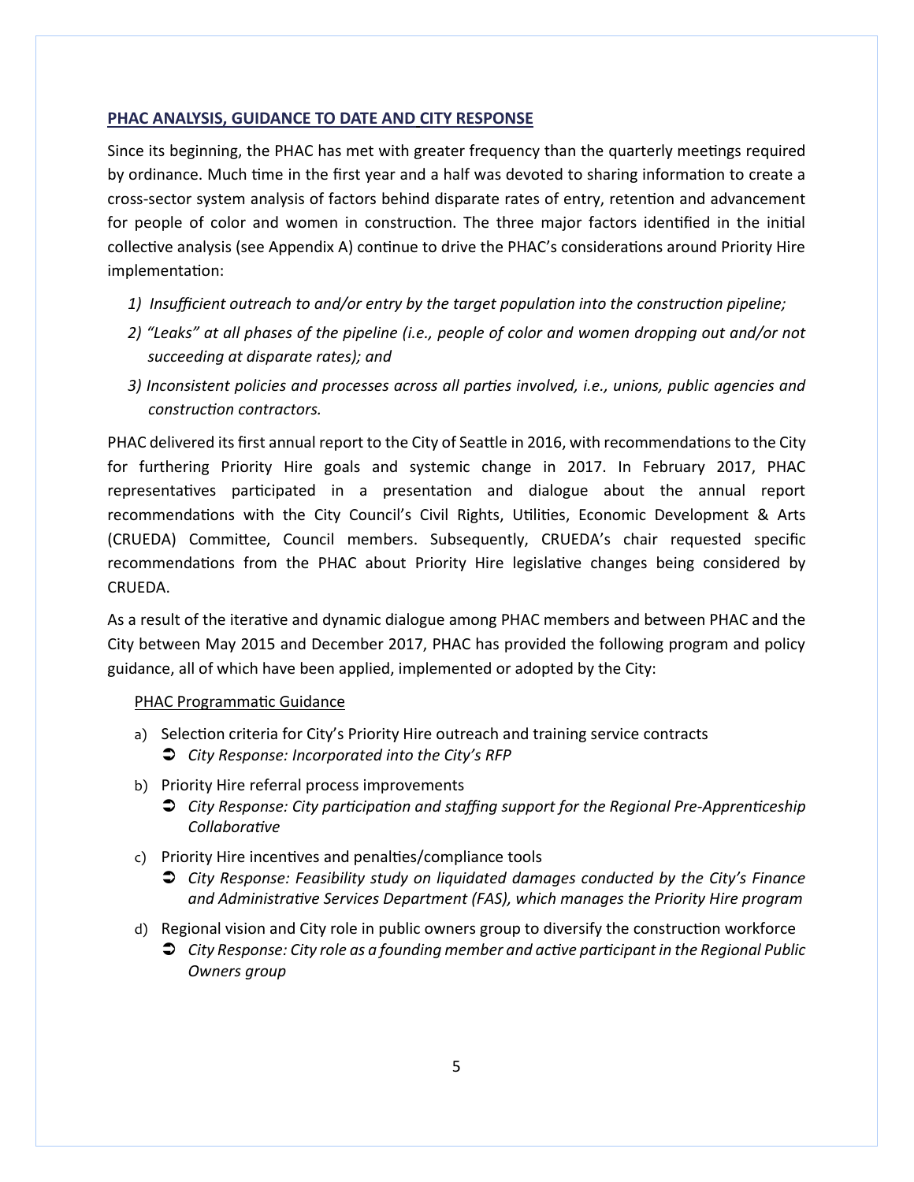## PHAC ANALYSIS, GUIDANCE TO DATE AND CITY RESPONSE

Since its beginning, the PHAC has met with greater frequency than the quarterly meetings required by ordinance. Much time in the first year and a half was devoted to sharing information to create a cross-sector system analysis of factors behind disparate rates of entry, retention and advancement for people of color and women in construction. The three major factors identified in the initial collective analysis (see Appendix A) continue to drive the PHAC's considerations around Priority Hire implementation:

1) *Insufficient outreach to and/or entry by the target population into the construction pipeline;*
2) *"Leaks" at all phases of the pipeline (i.e., people of color and women dropping out and/or not succeeding at disparate rates); and*
3) *Inconsistent policies and processes across all parties involved, i.e., unions, public agencies and construction contractors.*

PHAC delivered its first annual report to the City of Seattle in 2016, with recommendations to the City for furthering Priority Hire goals and systemic change in 2017. In February 2017, PHAC representatives participated in a presentation and dialogue about the annual report recommendations with the City Council's Civil Rights, Utilities, Economic Development & Arts (CRUEDA) Committee, Council members. Subsequently, CRUEDA's chair requested specific recommendations from the PHAC about Priority Hire legislative changes being considered by CRUEDA.

As a result of the iterative and dynamic dialogue among PHAC members and between PHAC and the City between May 2015 and December 2017, PHAC has provided the following program and policy guidance, all of which have been applied, implemented or adopted by the City:

PHAC Programmatic Guidance

a) Selection criteria for City's Priority Hire outreach and training service contracts
   - *City Response: Incorporated into the City's RFP*
b) Priority Hire referral process improvements
   - *City Response: City participation and staffing support for the Regional Pre-Apprenticeship Collaborative*
c) Priority Hire incentives and penalties/compliance tools
   - *City Response: Feasibility study on liquidated damages conducted by the City's Finance and Administrative Services Department (FAS), which manages the Priority Hire program*
d) Regional vision and City role in public owners group to diversify the construction workforce
   - *City Response: City role as a founding member and active participant in the Regional Public Owners group*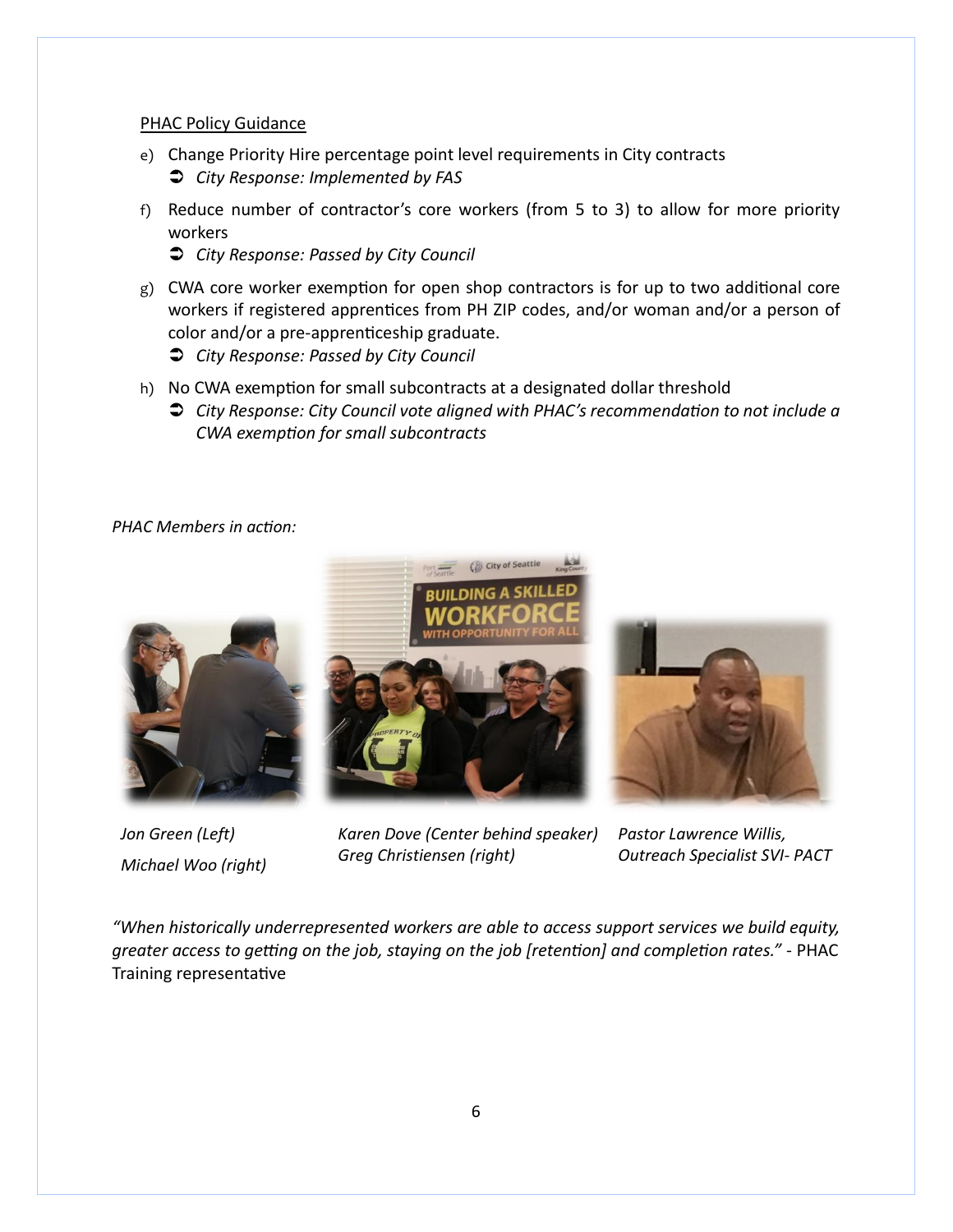PHAC Policy Guidance

e) Change Priority Hire percentage point level requirements in City contracts
   - *City Response: Implemented by FAS*

f) Reduce number of contractor's core workers (from 5 to 3) to allow for more priority workers
   - *City Response: Passed by City Council*

g) CWA core worker exemption for open shop contractors is for up to two additional core workers if registered apprentices from PH ZIP codes, and/or woman and/or a person of color and/or a pre-apprenticeship graduate.
   - *City Response: Passed by City Council*

h) No CWA exemption for small subcontracts at a designated dollar threshold
   - *City Response: City Council vote aligned with PHAC's recommendation to not include a CWA exemption for small subcontracts*

*PHAC Members in action:*

*Jon Green (Left)*

*Michael Woo (right)*

*Karen Dove (Center behind speaker)*
*Greg Christiensen (right)*

*Pastor Lawrence Willis,*
*Outreach Specialist SVI- PACT*

*"When historically underrepresented workers are able to access support services we build equity, greater access to getting on the job, staying on the job [retention] and completion rates."* - PHAC Training representative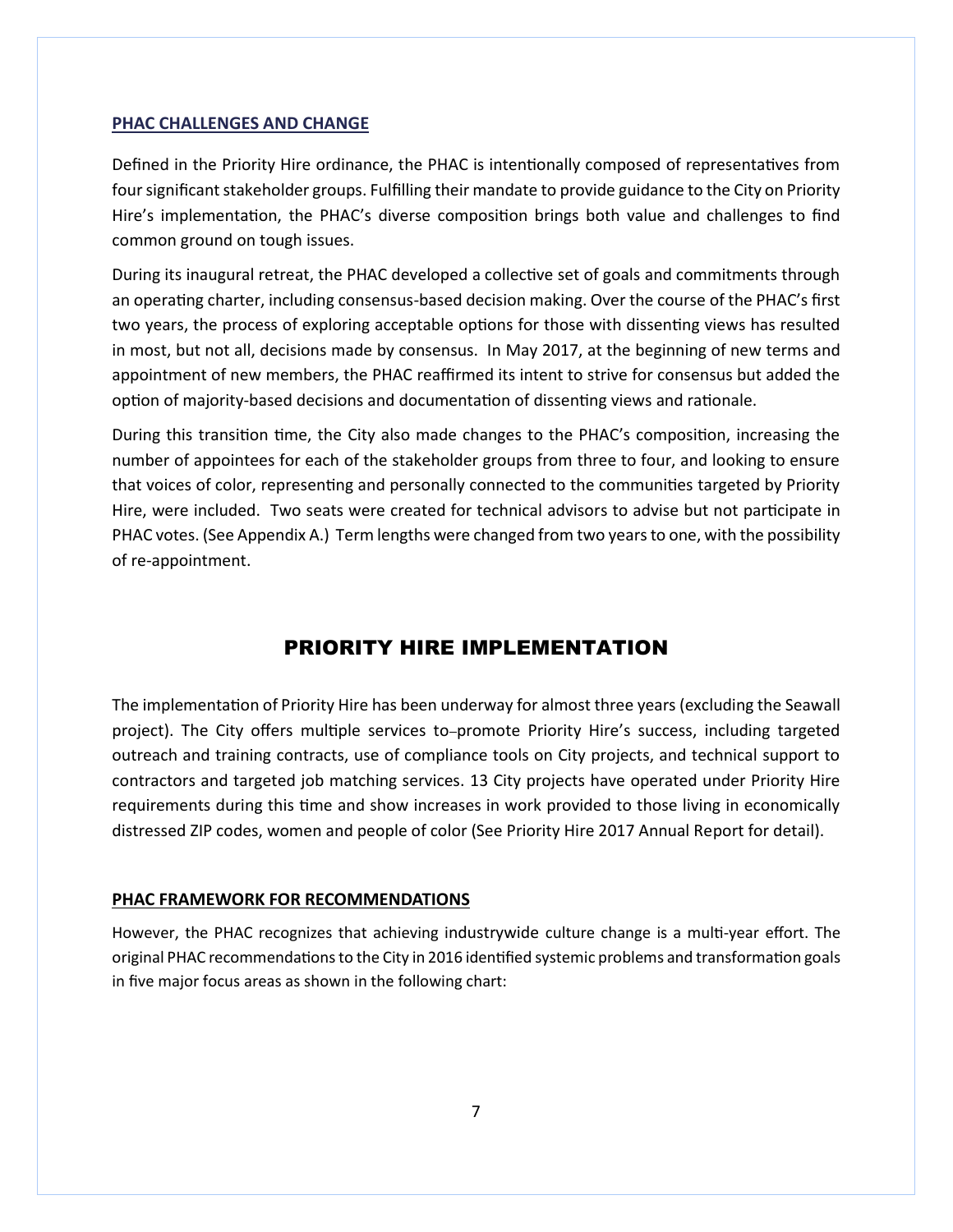### PHAC CHALLENGES AND CHANGE

Defined in the Priority Hire ordinance, the PHAC is intentionally composed of representatives from four significant stakeholder groups. Fulfilling their mandate to provide guidance to the City on Priority Hire's implementation, the PHAC's diverse composition brings both value and challenges to find common ground on tough issues.

During its inaugural retreat, the PHAC developed a collective set of goals and commitments through an operating charter, including consensus-based decision making. Over the course of the PHAC's first two years, the process of exploring acceptable options for those with dissenting views has resulted in most, but not all, decisions made by consensus. In May 2017, at the beginning of new terms and appointment of new members, the PHAC reaffirmed its intent to strive for consensus but added the option of majority-based decisions and documentation of dissenting views and rationale.

During this transition time, the City also made changes to the PHAC's composition, increasing the number of appointees for each of the stakeholder groups from three to four, and looking to ensure that voices of color, representing and personally connected to the communities targeted by Priority Hire, were included. Two seats were created for technical advisors to advise but not participate in PHAC votes. (See Appendix A.) Term lengths were changed from two years to one, with the possibility of re-appointment.

## PRIORITY HIRE IMPLEMENTATION

The implementation of Priority Hire has been underway for almost three years (excluding the Seawall project). The City offers multiple services to promote Priority Hire's success, including targeted outreach and training contracts, use of compliance tools on City projects, and technical support to contractors and targeted job matching services. 13 City projects have operated under Priority Hire requirements during this time and show increases in work provided to those living in economically distressed ZIP codes, women and people of color (See Priority Hire 2017 Annual Report for detail).

### PHAC FRAMEWORK FOR RECOMMENDATIONS

However, the PHAC recognizes that achieving industrywide culture change is a multi-year effort. The original PHAC recommendations to the City in 2016 identified systemic problems and transformation goals in five major focus areas as shown in the following chart: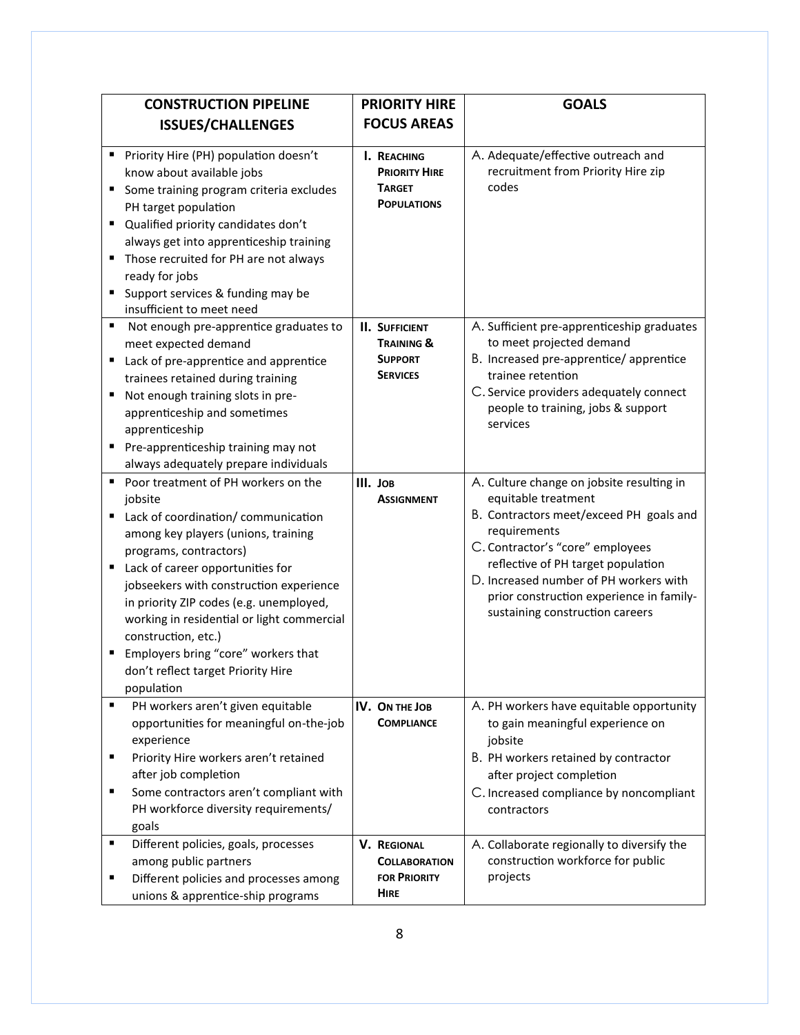| CONSTRUCTION PIPELINE ISSUES/CHALLENGES | PRIORITY HIRE FOCUS AREAS | GOALS |
|---|---|---|
| ▪ Priority Hire (PH) population doesn't know about available jobs<br>▪ Some training program criteria excludes PH target population<br>▪ Qualified priority candidates don't always get into apprenticeship training<br>▪ Those recruited for PH are not always ready for jobs<br>▪ Support services & funding may be insufficient to meet need | **I. Reaching Priority Hire Target Populations** | A. Adequate/effective outreach and recruitment from Priority Hire zip codes |
| ▪ Not enough pre-apprentice graduates to meet expected demand<br>▪ Lack of pre-apprentice and apprentice trainees retained during training<br>▪ Not enough training slots in pre-apprenticeship and sometimes apprenticeship<br>▪ Pre-apprenticeship training may not always adequately prepare individuals | **II. Sufficient Training & Support Services** | A. Sufficient pre-apprenticeship graduates to meet projected demand<br>B. Increased pre-apprentice/ apprentice trainee retention<br>C. Service providers adequately connect people to training, jobs & support services |
| ▪ Poor treatment of PH workers on the jobsite<br>▪ Lack of coordination/ communication among key players (unions, training programs, contractors)<br>▪ Lack of career opportunities for jobseekers with construction experience in priority ZIP codes (e.g. unemployed, working in residential or light commercial construction, etc.)<br>▪ Employers bring "core" workers that don't reflect target Priority Hire population | **III. Job Assignment** | A. Culture change on jobsite resulting in equitable treatment<br>B. Contractors meet/exceed PH goals and requirements<br>C. Contractor's "core" employees reflective of PH target population<br>D. Increased number of PH workers with prior construction experience in family-sustaining construction careers |
| ▪ PH workers aren't given equitable opportunities for meaningful on-the-job experience<br>▪ Priority Hire workers aren't retained after job completion<br>▪ Some contractors aren't compliant with PH workforce diversity requirements/ goals | **IV. On the Job Compliance** | A. PH workers have equitable opportunity to gain meaningful experience on jobsite<br>B. PH workers retained by contractor after project completion<br>C. Increased compliance by noncompliant contractors |
| ▪ Different policies, goals, processes among public partners<br>▪ Different policies and processes among unions & apprentice-ship programs | **V. Regional Collaboration for Priority Hire** | A. Collaborate regionally to diversify the construction workforce for public projects |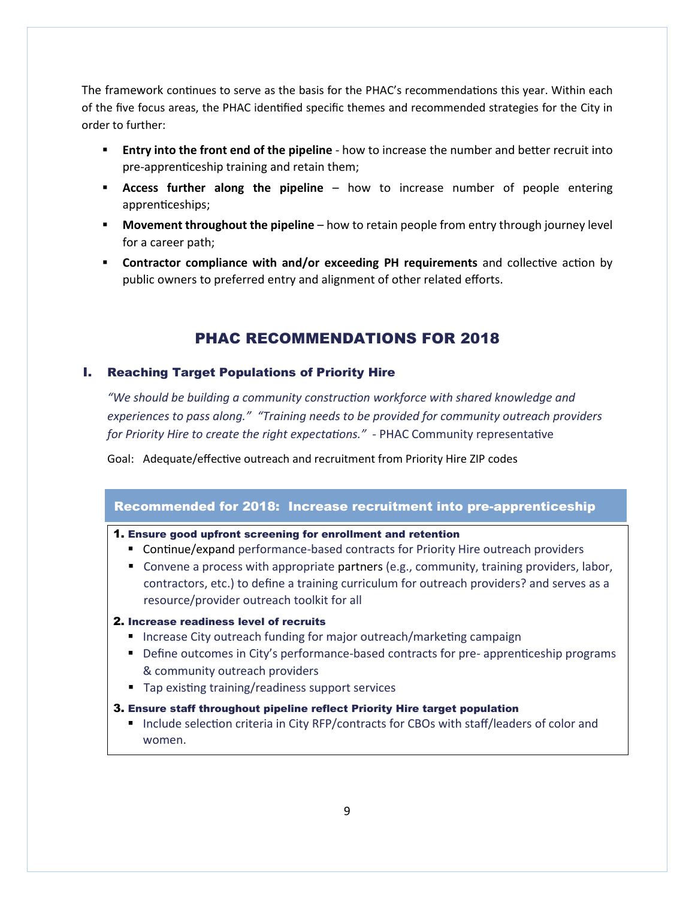The framework continues to serve as the basis for the PHAC's recommendations this year. Within each of the five focus areas, the PHAC identified specific themes and recommended strategies for the City in order to further:

- **Entry into the front end of the pipeline** - how to increase the number and better recruit into pre-apprenticeship training and retain them;
- **Access further along the pipeline** – how to increase number of people entering apprenticeships;
- **Movement throughout the pipeline** – how to retain people from entry through journey level for a career path;
- **Contractor compliance with and/or exceeding PH requirements** and collective action by public owners to preferred entry and alignment of other related efforts.

# PHAC RECOMMENDATIONS FOR 2018

## I. Reaching Target Populations of Priority Hire

*"We should be building a community construction workforce with shared knowledge and experiences to pass along." "Training needs to be provided for community outreach providers for Priority Hire to create the right expectations."* - PHAC Community representative

Goal: Adequate/effective outreach and recruitment from Priority Hire ZIP codes

### Recommended for 2018: Increase recruitment into pre-apprenticeship

**1. Ensure good upfront screening for enrollment and retention**

- Continue/expand performance-based contracts for Priority Hire outreach providers
- Convene a process with appropriate partners (e.g., community, training providers, labor, contractors, etc.) to define a training curriculum for outreach providers? and serves as a resource/provider outreach toolkit for all

**2. Increase readiness level of recruits**

- Increase City outreach funding for major outreach/marketing campaign
- Define outcomes in City's performance-based contracts for pre- apprenticeship programs & community outreach providers
- Tap existing training/readiness support services

**3. Ensure staff throughout pipeline reflect Priority Hire target population**

- Include selection criteria in City RFP/contracts for CBOs with staff/leaders of color and women.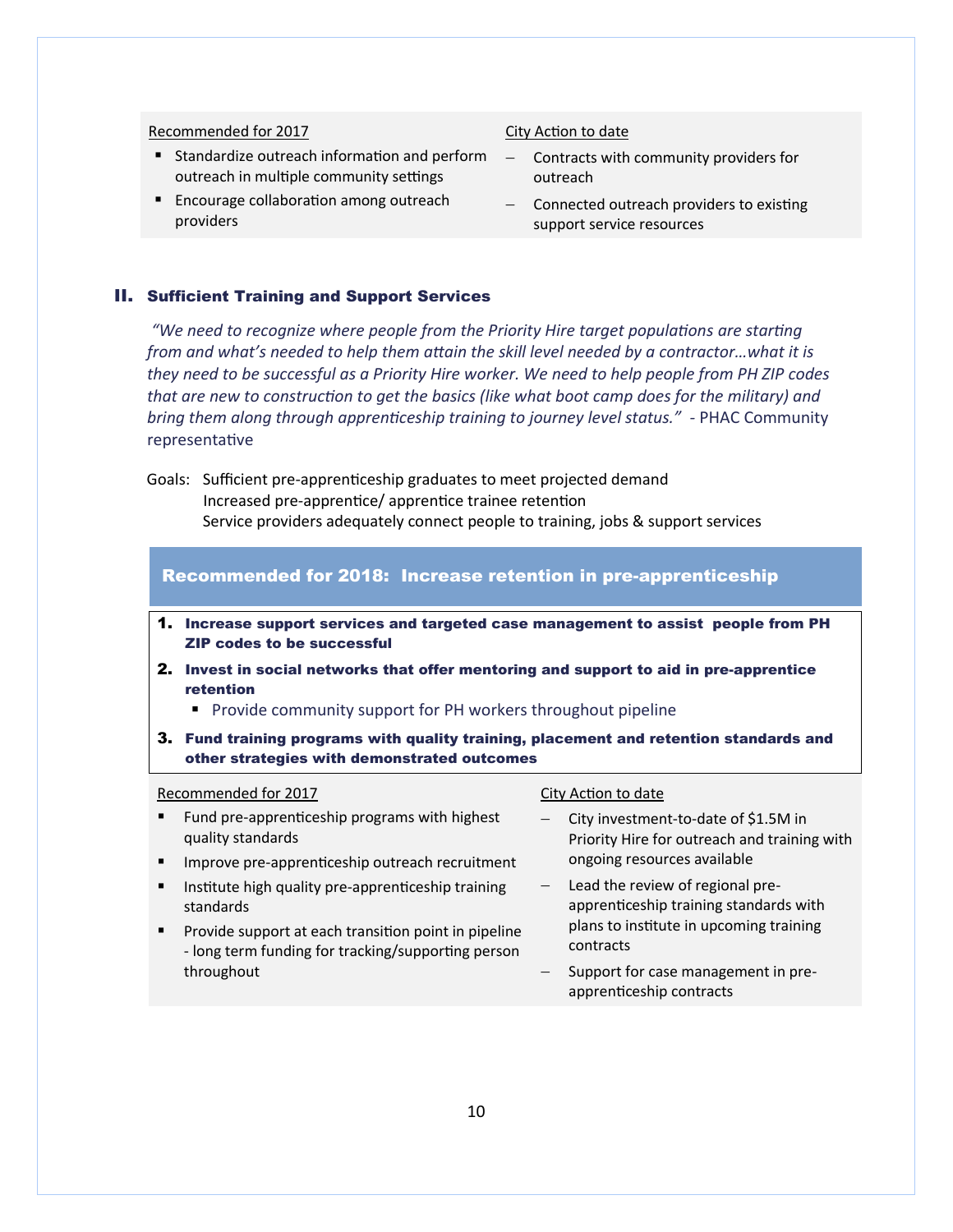| Recommended for 2017 | City Action to date |
|---|---|
| ▪ Standardize outreach information and perform outreach in multiple community settings<br>▪ Encourage collaboration among outreach providers | – Contracts with community providers for outreach<br>– Connected outreach providers to existing support service resources |

## II. Sufficient Training and Support Services

*"We need to recognize where people from the Priority Hire target populations are starting from and what's needed to help them attain the skill level needed by a contractor…what it is they need to be successful as a Priority Hire worker. We need to help people from PH ZIP codes that are new to construction to get the basics (like what boot camp does for the military) and bring them along through apprenticeship training to journey level status."* - PHAC Community representative

Goals: Sufficient pre-apprenticeship graduates to meet projected demand
Increased pre-apprentice/ apprentice trainee retention
Service providers adequately connect people to training, jobs & support services

### Recommended for 2018: Increase retention in pre-apprenticeship

1. **Increase support services and targeted case management to assist people from PH ZIP codes to be successful**
2. **Invest in social networks that offer mentoring and support to aid in pre-apprentice retention**
   - Provide community support for PH workers throughout pipeline
3. **Fund training programs with quality training, placement and retention standards and other strategies with demonstrated outcomes**

| Recommended for 2017 | City Action to date |
|---|---|
| ▪ Fund pre-apprenticeship programs with highest quality standards<br>▪ Improve pre-apprenticeship outreach recruitment<br>▪ Institute high quality pre-apprenticeship training standards<br>▪ Provide support at each transition point in pipeline - long term funding for tracking/supporting person throughout | – City investment-to-date of $1.5M in Priority Hire for outreach and training with ongoing resources available<br>– Lead the review of regional pre-apprenticeship training standards with plans to institute in upcoming training contracts<br>– Support for case management in pre-apprenticeship contracts |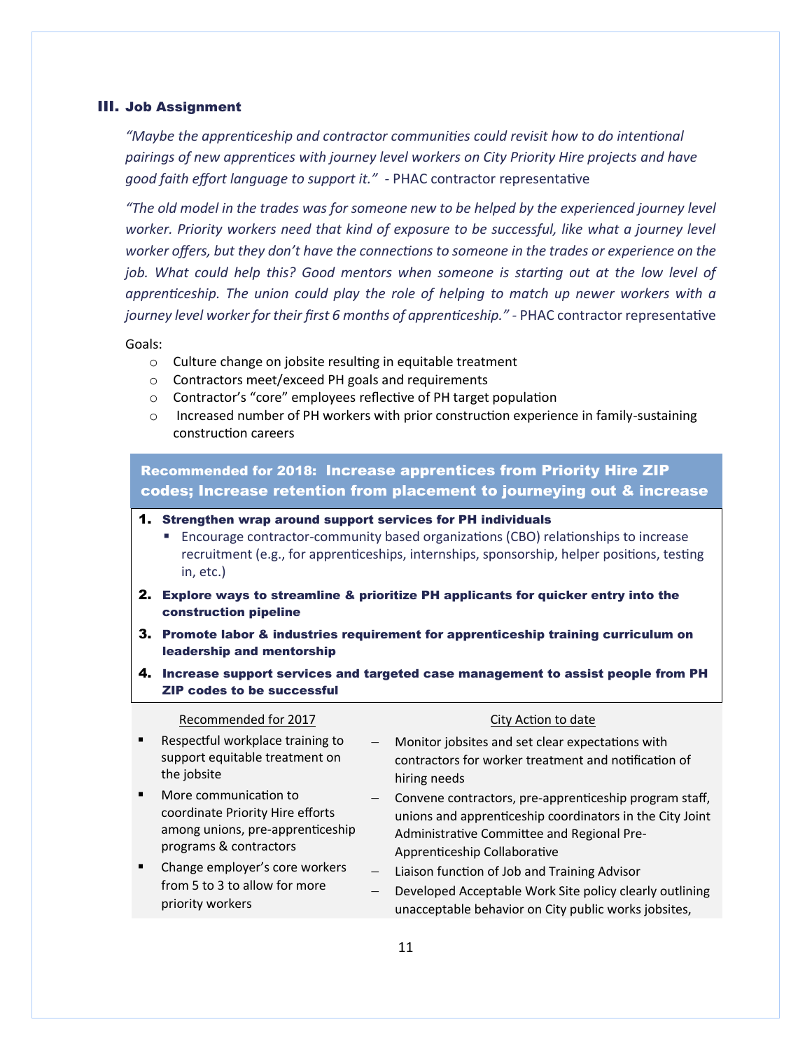## III. Job Assignment

*"Maybe the apprenticeship and contractor communities could revisit how to do intentional pairings of new apprentices with journey level workers on City Priority Hire projects and have good faith effort language to support it."* - PHAC contractor representative

*"The old model in the trades was for someone new to be helped by the experienced journey level worker. Priority workers need that kind of exposure to be successful, like what a journey level worker offers, but they don't have the connections to someone in the trades or experience on the job. What could help this? Good mentors when someone is starting out at the low level of apprenticeship. The union could play the role of helping to match up newer workers with a journey level worker for their first 6 months of apprenticeship."* - PHAC contractor representative

Goals:

- Culture change on jobsite resulting in equitable treatment
- Contractors meet/exceed PH goals and requirements
- Contractor's "core" employees reflective of PH target population
- Increased number of PH workers with prior construction experience in family-sustaining construction careers

**Recommended for 2018: Increase apprentices from Priority Hire ZIP codes; Increase retention from placement to journeying out & increase**

1. **Strengthen wrap around support services for PH individuals**
   - Encourage contractor-community based organizations (CBO) relationships to increase recruitment (e.g., for apprenticeships, internships, sponsorship, helper positions, testing in, etc.)
2. **Explore ways to streamline & prioritize PH applicants for quicker entry into the construction pipeline**
3. **Promote labor & industries requirement for apprenticeship training curriculum on leadership and mentorship**
4. **Increase support services and targeted case management to assist people from PH ZIP codes to be successful**

| Recommended for 2017 | City Action to date |
| --- | --- |
| ▪ Respectful workplace training to support equitable treatment on the jobsite<br>▪ More communication to coordinate Priority Hire efforts among unions, pre-apprenticeship programs & contractors<br>▪ Change employer's core workers from 5 to 3 to allow for more priority workers | – Monitor jobsites and set clear expectations with contractors for worker treatment and notification of hiring needs<br>– Convene contractors, pre-apprenticeship program staff, unions and apprenticeship coordinators in the City Joint Administrative Committee and Regional Pre-Apprenticeship Collaborative<br>– Liaison function of Job and Training Advisor<br>– Developed Acceptable Work Site policy clearly outlining unacceptable behavior on City public works jobsites, |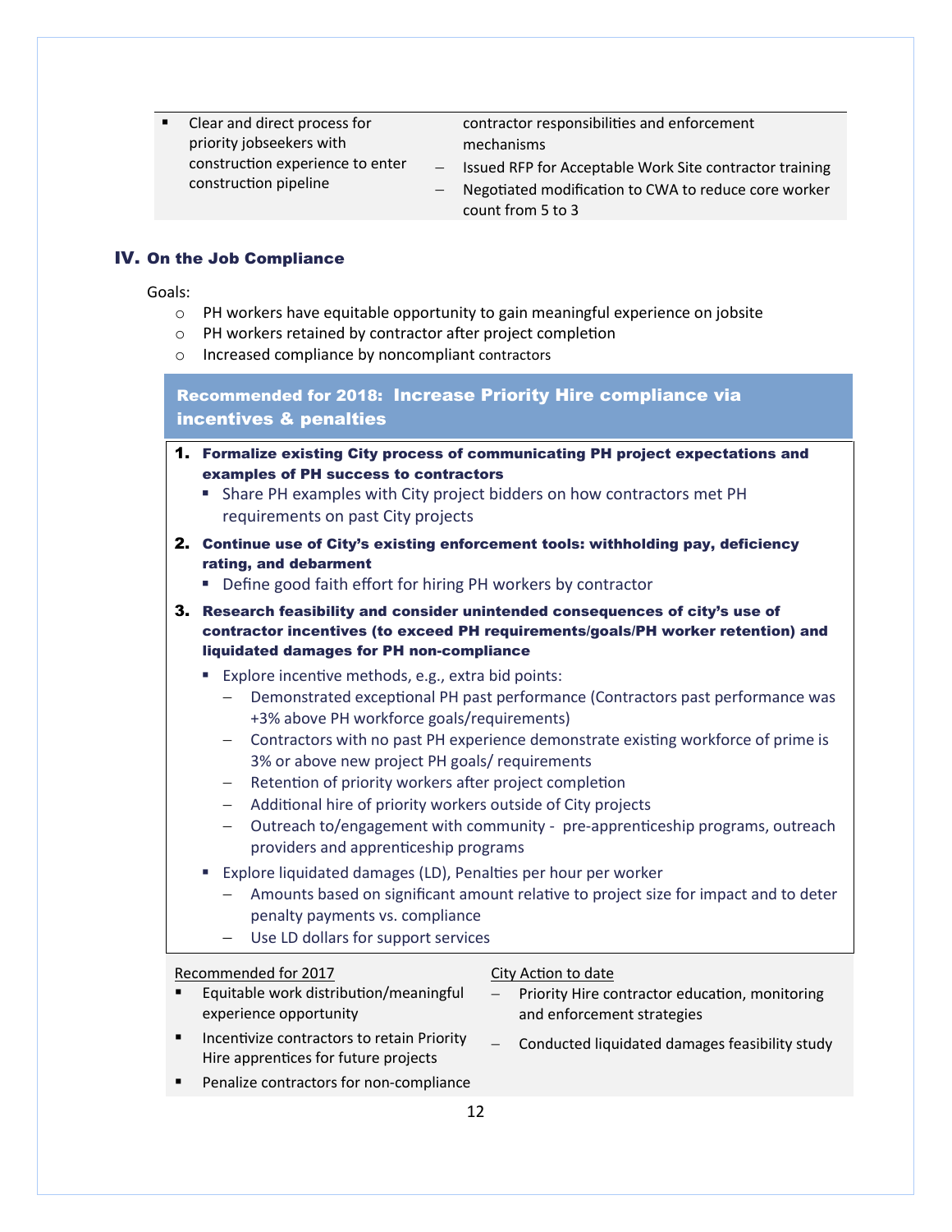| | |
|---|---|
| ▪ Clear and direct process for priority jobseekers with construction experience to enter construction pipeline | contractor responsibilities and enforcement mechanisms<br>– Issued RFP for Acceptable Work Site contractor training<br>– Negotiated modification to CWA to reduce core worker count from 5 to 3 |

## IV. On the Job Compliance

Goals:

- PH workers have equitable opportunity to gain meaningful experience on jobsite
- PH workers retained by contractor after project completion
- Increased compliance by noncompliant contractors

### Recommended for 2018: Increase Priority Hire compliance via incentives & penalties

1. **Formalize existing City process of communicating PH project expectations and examples of PH success to contractors**
   - Share PH examples with City project bidders on how contractors met PH requirements on past City projects
2. **Continue use of City's existing enforcement tools: withholding pay, deficiency rating, and debarment**
   - Define good faith effort for hiring PH workers by contractor
3. **Research feasibility and consider unintended consequences of city's use of contractor incentives (to exceed PH requirements/goals/PH worker retention) and liquidated damages for PH non-compliance**
   - Explore incentive methods, e.g., extra bid points:
     - Demonstrated exceptional PH past performance (Contractors past performance was +3% above PH workforce goals/requirements)
     - Contractors with no past PH experience demonstrate existing workforce of prime is 3% or above new project PH goals/ requirements
     - Retention of priority workers after project completion
     - Additional hire of priority workers outside of City projects
     - Outreach to/engagement with community - pre-apprenticeship programs, outreach providers and apprenticeship programs
   - Explore liquidated damages (LD), Penalties per hour per worker
     - Amounts based on significant amount relative to project size for impact and to deter penalty payments vs. compliance
     - Use LD dollars for support services

| Recommended for 2017 | City Action to date |
|---|---|
| ▪ Equitable work distribution/meaningful experience opportunity<br>▪ Incentivize contractors to retain Priority Hire apprentices for future projects<br>▪ Penalize contractors for non-compliance | – Priority Hire contractor education, monitoring and enforcement strategies<br>– Conducted liquidated damages feasibility study |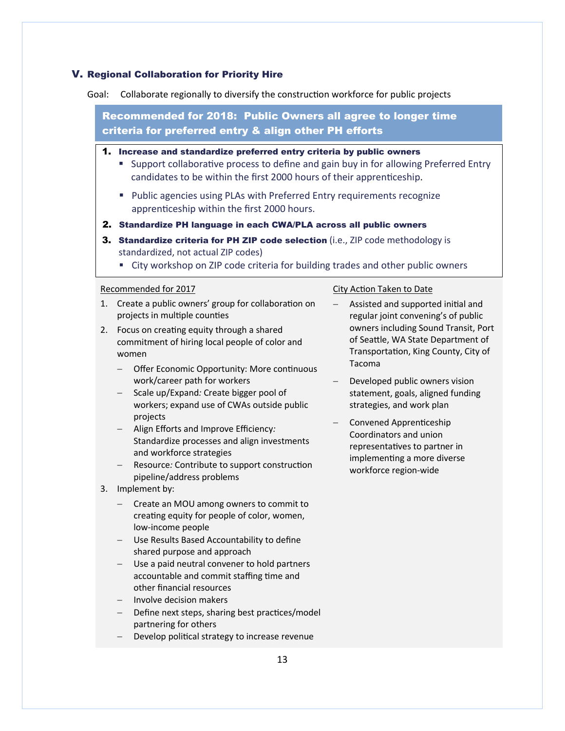## V. Regional Collaboration for Priority Hire

Goal: Collaborate regionally to diversify the construction workforce for public projects

### Recommended for 2018: Public Owners all agree to longer time criteria for preferred entry & align other PH efforts

1. **Increase and standardize preferred entry criteria by public owners**
   - Support collaborative process to define and gain buy in for allowing Preferred Entry candidates to be within the first 2000 hours of their apprenticeship.
   - Public agencies using PLAs with Preferred Entry requirements recognize apprenticeship within the first 2000 hours.
2. **Standardize PH language in each CWA/PLA across all public owners**
3. **Standardize criteria for PH ZIP code selection** (i.e., ZIP code methodology is standardized, not actual ZIP codes)
   - City workshop on ZIP code criteria for building trades and other public owners

<u>Recommended for 2017</u>

1. Create a public owners' group for collaboration on projects in multiple counties
2. Focus on creating equity through a shared commitment of hiring local people of color and women
   - Offer Economic Opportunity: More continuous work/career path for workers
   - Scale up/Expand*:* Create bigger pool of workers; expand use of CWAs outside public projects
   - Align Efforts and Improve Efficiency*:* Standardize processes and align investments and workforce strategies
   - Resource*:* Contribute to support construction pipeline/address problems
3. Implement by:
   - Create an MOU among owners to commit to creating equity for people of color, women, low-income people
   - Use Results Based Accountability to define shared purpose and approach
   - Use a paid neutral convener to hold partners accountable and commit staffing time and other financial resources
   - Involve decision makers
   - Define next steps, sharing best practices/model partnering for others
   - Develop political strategy to increase revenue

<u>City Action Taken to Date</u>

- Assisted and supported initial and regular joint convening's of public owners including Sound Transit, Port of Seattle, WA State Department of Transportation, King County, City of Tacoma
- Developed public owners vision statement, goals, aligned funding strategies, and work plan
- Convened Apprenticeship Coordinators and union representatives to partner in implementing a more diverse workforce region-wide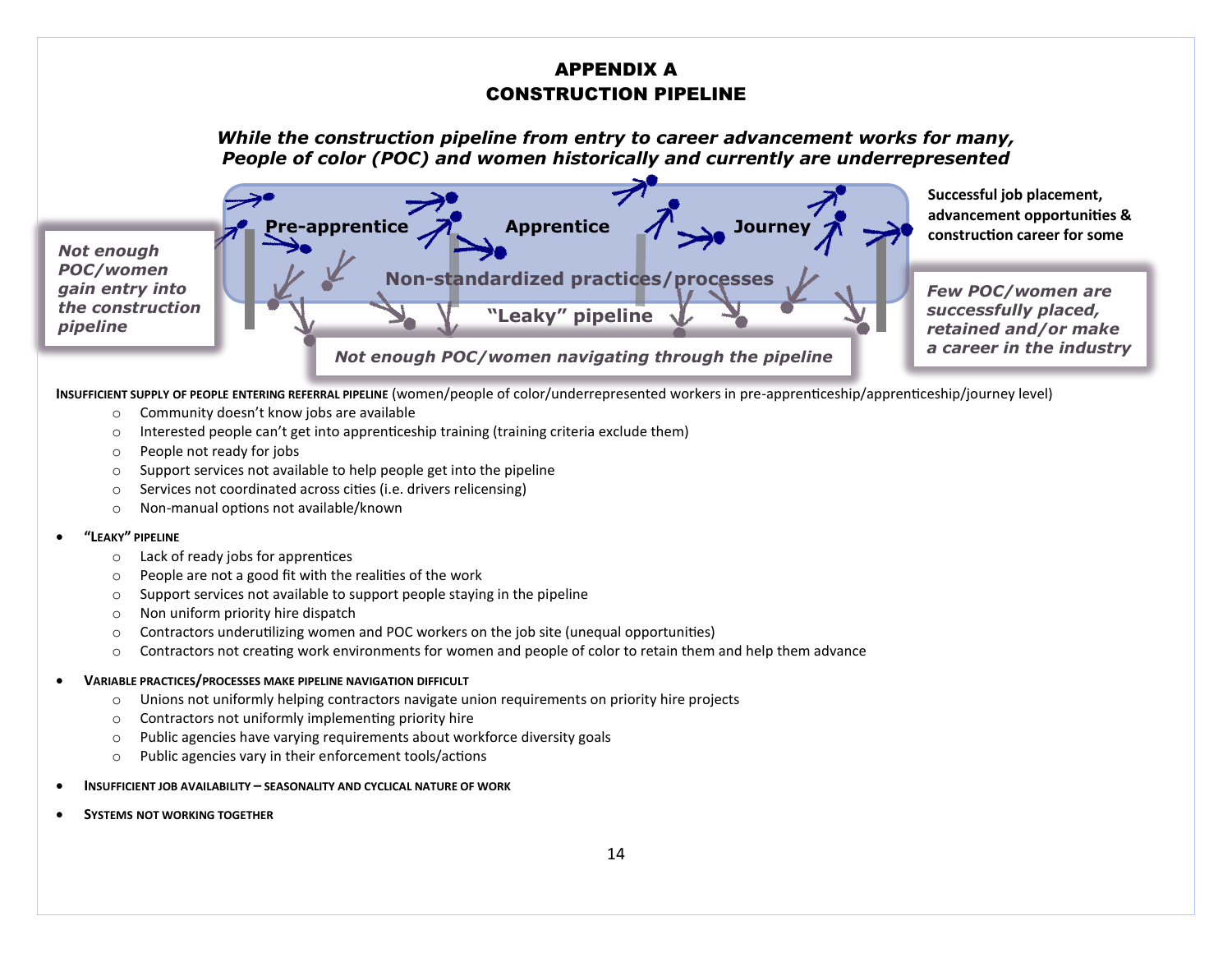# APPENDIX A
# CONSTRUCTION PIPELINE

***While the construction pipeline from entry to career advancement works for many, People of color (POC) and women historically and currently are underrepresented***

*Not enough POC/women gain entry into the construction pipeline*

**Pre-apprentice** **Apprentice** **Journey**

**Non-standardized practices/processes**

**"Leaky" pipeline**

*Not enough POC/women navigating through the pipeline*

**Successful job placement, advancement opportunities & construction career for some**

*Few POC/women are successfully placed, retained and/or make a career in the industry*

**Insufficient supply of people entering referral pipeline** (women/people of color/underrepresented workers in pre-apprenticeship/apprenticeship/journey level)

- Community doesn't know jobs are available
- Interested people can't get into apprenticeship training (training criteria exclude them)
- People not ready for jobs
- Support services not available to help people get into the pipeline
- Services not coordinated across cities (i.e. drivers relicensing)
- Non-manual options not available/known

- **"Leaky" pipeline**
  - Lack of ready jobs for apprentices
  - People are not a good fit with the realities of the work
  - Support services not available to support people staying in the pipeline
  - Non uniform priority hire dispatch
  - Contractors underutilizing women and POC workers on the job site (unequal opportunities)
  - Contractors not creating work environments for women and people of color to retain them and help them advance

- **Variable practices/processes make pipeline navigation difficult**
  - Unions not uniformly helping contractors navigate union requirements on priority hire projects
  - Contractors not uniformly implementing priority hire
  - Public agencies have varying requirements about workforce diversity goals
  - Public agencies vary in their enforcement tools/actions

- **Insufficient job availability – seasonality and cyclical nature of work**

- **Systems not working together**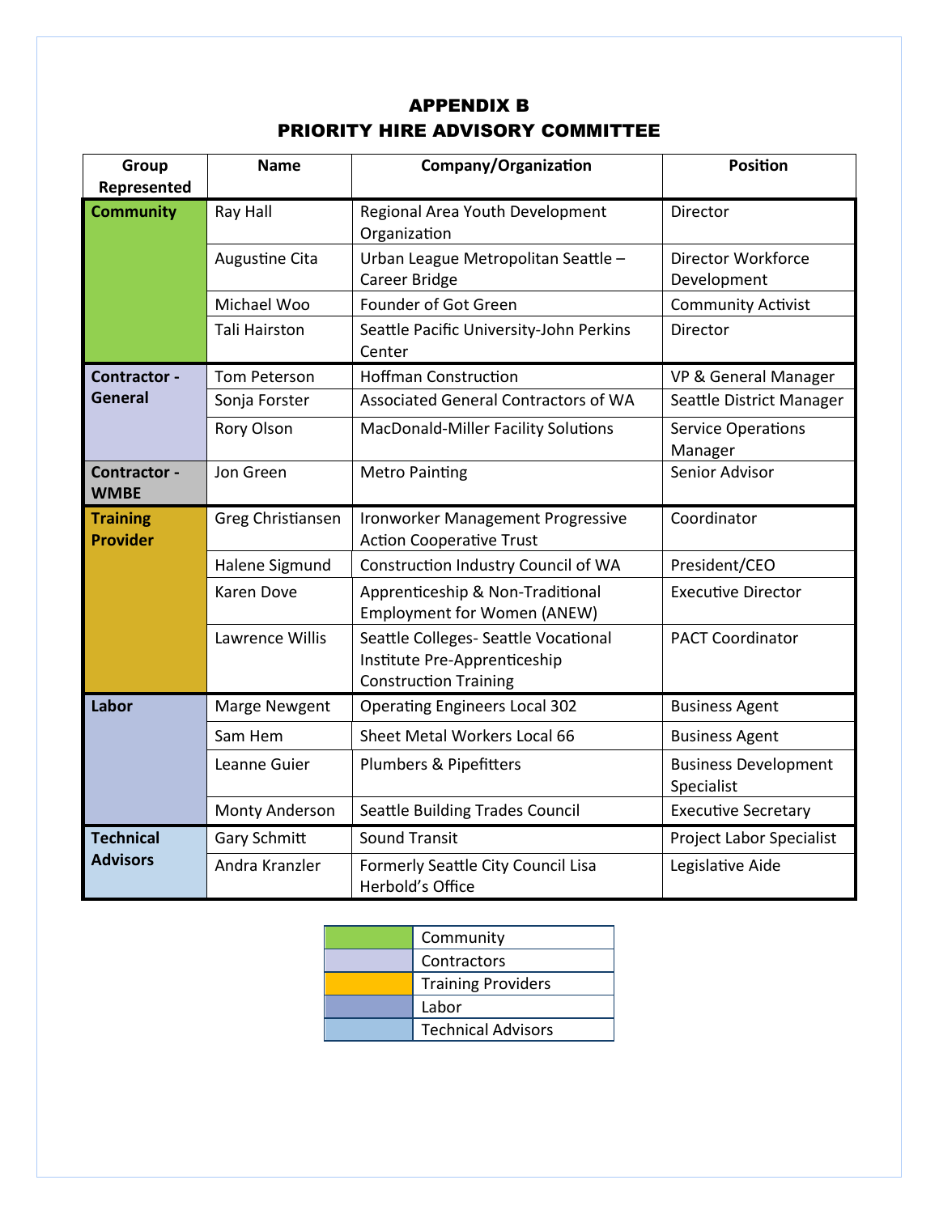# APPENDIX B
# PRIORITY HIRE ADVISORY COMMITTEE

| Group Represented | Name | Company/Organization | Position |
|---|---|---|---|
| **Community** | Ray Hall | Regional Area Youth Development Organization | Director |
| | Augustine Cita | Urban League Metropolitan Seattle – Career Bridge | Director Workforce Development |
| | Michael Woo | Founder of Got Green | Community Activist |
| | Tali Hairston | Seattle Pacific University-John Perkins Center | Director |
| **Contractor - General** | Tom Peterson | Hoffman Construction | VP & General Manager |
| | Sonja Forster | Associated General Contractors of WA | Seattle District Manager |
| | Rory Olson | MacDonald-Miller Facility Solutions | Service Operations Manager |
| **Contractor - WMBE** | Jon Green | Metro Painting | Senior Advisor |
| **Training Provider** | Greg Christiansen | Ironworker Management Progressive Action Cooperative Trust | Coordinator |
| | Halene Sigmund | Construction Industry Council of WA | President/CEO |
| | Karen Dove | Apprenticeship & Non-Traditional Employment for Women (ANEW) | Executive Director |
| | Lawrence Willis | Seattle Colleges- Seattle Vocational Institute Pre-Apprenticeship Construction Training | PACT Coordinator |
| **Labor** | Marge Newgent | Operating Engineers Local 302 | Business Agent |
| | Sam Hem | Sheet Metal Workers Local 66 | Business Agent |
| | Leanne Guier | Plumbers & Pipefitters | Business Development Specialist |
| | Monty Anderson | Seattle Building Trades Council | Executive Secretary |
| **Technical Advisors** | Gary Schmitt | Sound Transit | Project Labor Specialist |
| | Andra Kranzler | Formerly Seattle City Council Lisa Herbold's Office | Legislative Aide |

| | |
|---|---|
| | Community |
| | Contractors |
| | Training Providers |
| | Labor |
| | Technical Advisors |